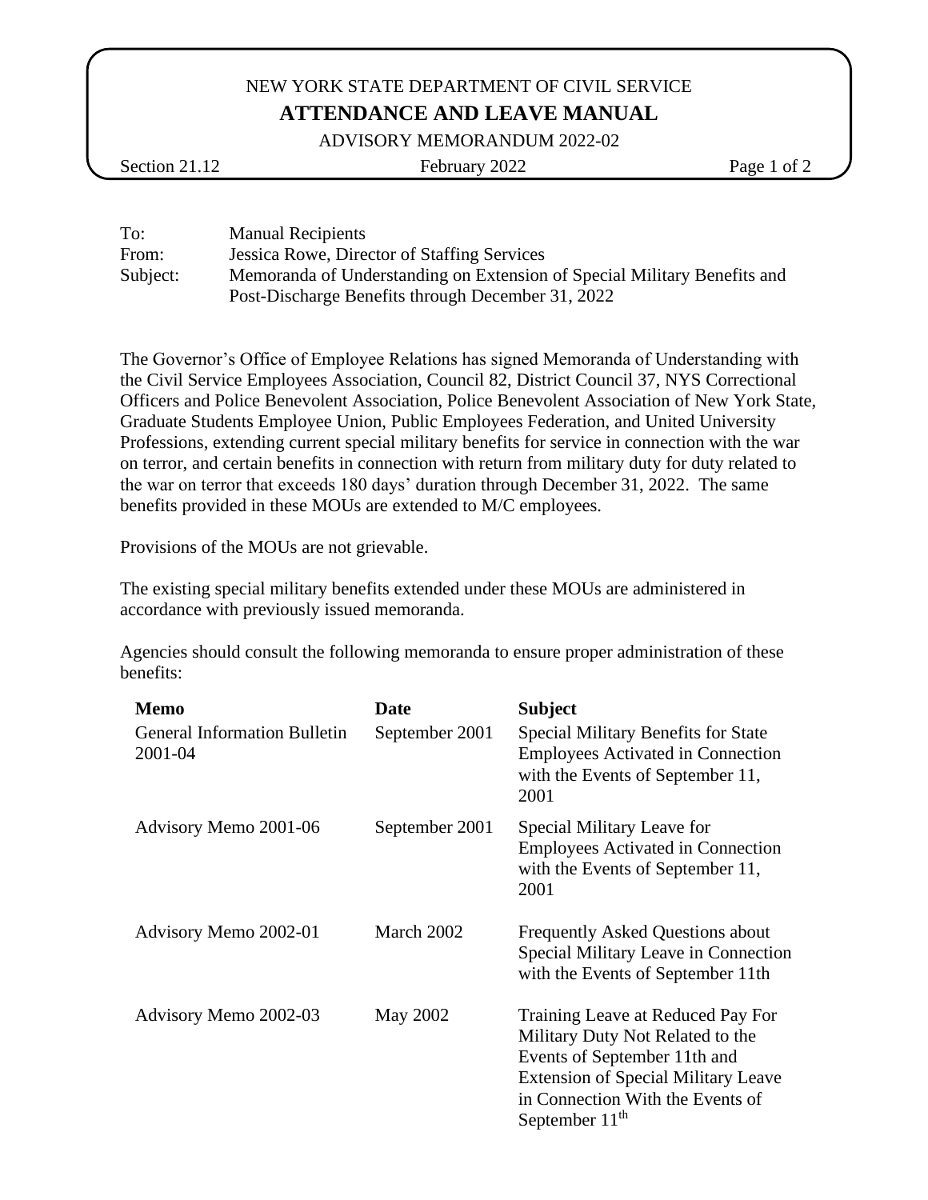NEW YORK STATE DEPARTMENT OF CIVIL SERVICE

# ATTENDANCE AND LEAVE MANUAL

ADVISORY MEMORANDUM 2022-02

Section 21.12 February 2022

To: Manual Recipients
From: Jessica Rowe, Director of Staffing Services
Subject: Memoranda of Understanding on Extension of Special Military Benefits and Post-Discharge Benefits through December 31, 2022

The Governor's Office of Employee Relations has signed Memoranda of Understanding with the Civil Service Employees Association, Council 82, District Council 37, NYS Correctional Officers and Police Benevolent Association, Police Benevolent Association of New York State, Graduate Students Employee Union, Public Employees Federation, and United University Professions, extending current special military benefits for service in connection with the war on terror, and certain benefits in connection with return from military duty for duty related to the war on terror that exceeds 180 days' duration through December 31, 2022. The same benefits provided in these MOUs are extended to M/C employees.

Provisions of the MOUs are not grievable.

The existing special military benefits extended under these MOUs are administered in accordance with previously issued memoranda.

Agencies should consult the following memoranda to ensure proper administration of these benefits:

| Memo | Date | Subject |
|---|---|---|
| General Information Bulletin 2001-04 | September 2001 | Special Military Benefits for State Employees Activated in Connection with the Events of September 11, 2001 |
| Advisory Memo 2001-06 | September 2001 | Special Military Leave for Employees Activated in Connection with the Events of September 11, 2001 |
| Advisory Memo 2002-01 | March 2002 | Frequently Asked Questions about Special Military Leave in Connection with the Events of September 11th |
| Advisory Memo 2002-03 | May 2002 | Training Leave at Reduced Pay For Military Duty Not Related to the Events of September 11th and Extension of Special Military Leave in Connection With the Events of September 11th |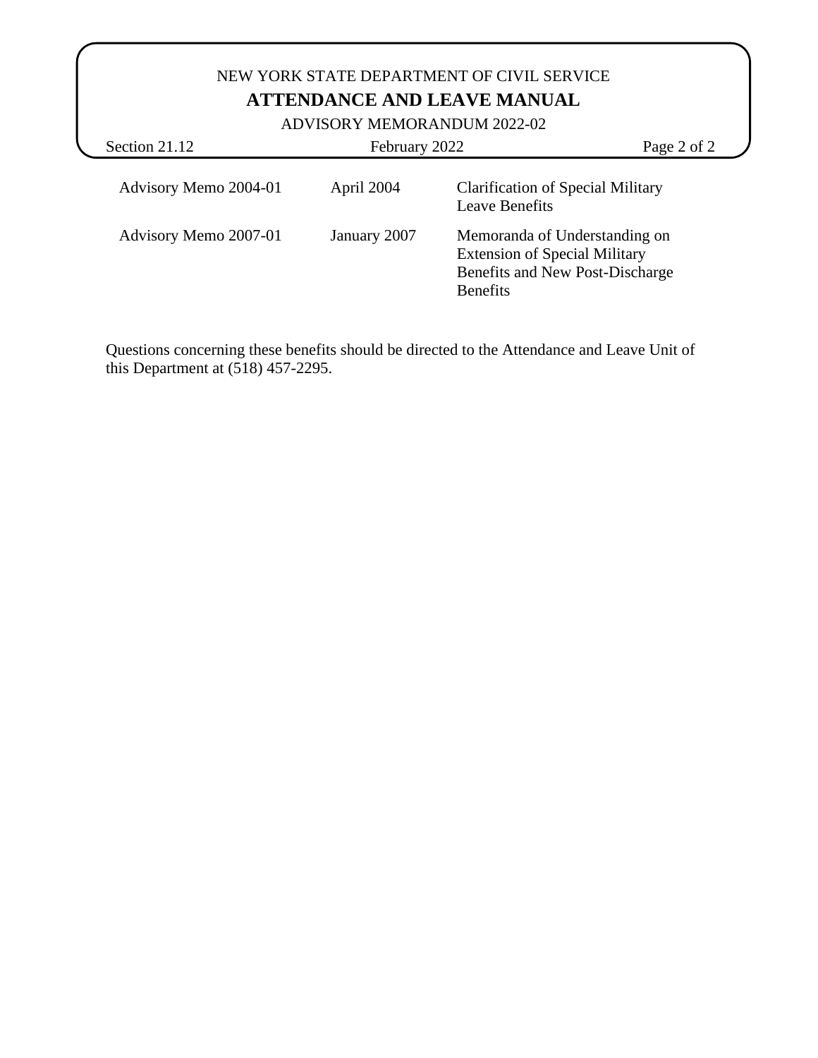| | | |
|---|---|---|
| Advisory Memo 2004-01 | April 2004 | Clarification of Special Military Leave Benefits |
| Advisory Memo 2007-01 | January 2007 | Memoranda of Understanding on Extension of Special Military Benefits and New Post-Discharge Benefits |

Questions concerning these benefits should be directed to the Attendance and Leave Unit of this Department at (518) 457-2295.